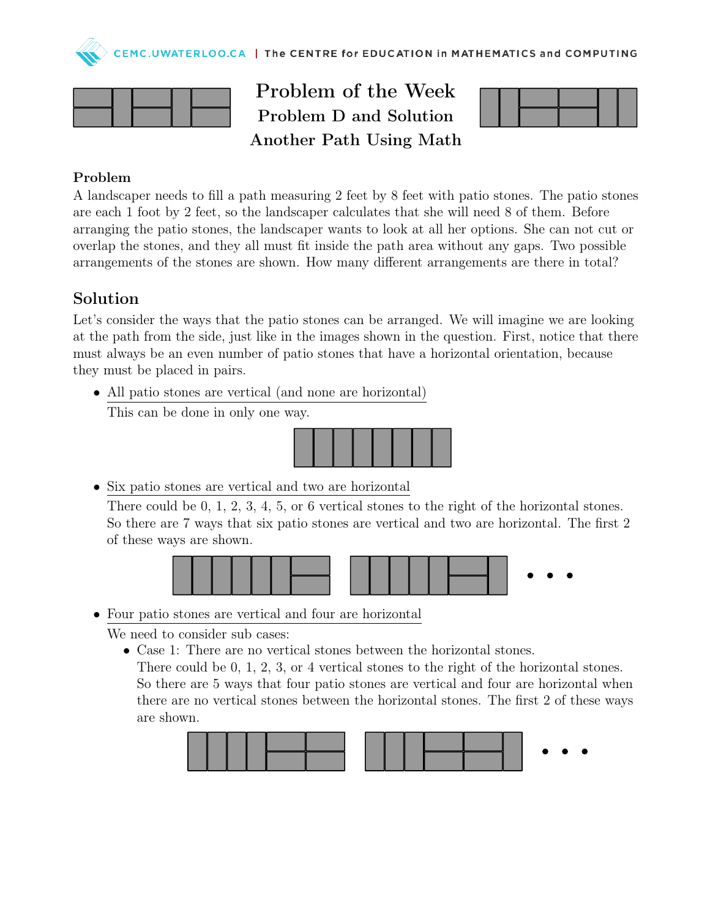# Problem of the Week
## Problem D and Solution
## Another Path Using Math

### Problem

A landscaper needs to fill a path measuring 2 feet by 8 feet with patio stones. The patio stones are each 1 foot by 2 feet, so the landscaper calculates that she will need 8 of them. Before arranging the patio stones, the landscaper wants to look at all her options. She can not cut or overlap the stones, and they all must fit inside the path area without any gaps. Two possible arrangements of the stones are shown. How many different arrangements are there in total?

## Solution

Let's consider the ways that the patio stones can be arranged. We will imagine we are looking at the path from the side, just like in the images shown in the question. First, notice that there must always be an even number of patio stones that have a horizontal orientation, because they must be placed in pairs.

- All patio stones are vertical (and none are horizontal)
  This can be done in only one way.

- Six patio stones are vertical and two are horizontal
  There could be 0, 1, 2, 3, 4, 5, or 6 vertical stones to the right of the horizontal stones. So there are 7 ways that six patio stones are vertical and two are horizontal. The first 2 of these ways are shown.

- Four patio stones are vertical and four are horizontal
  We need to consider sub cases:
  - Case 1: There are no vertical stones between the horizontal stones.
    There could be 0, 1, 2, 3, or 4 vertical stones to the right of the horizontal stones. So there are 5 ways that four patio stones are vertical and four are horizontal when there are no vertical stones between the horizontal stones. The first 2 of these ways are shown.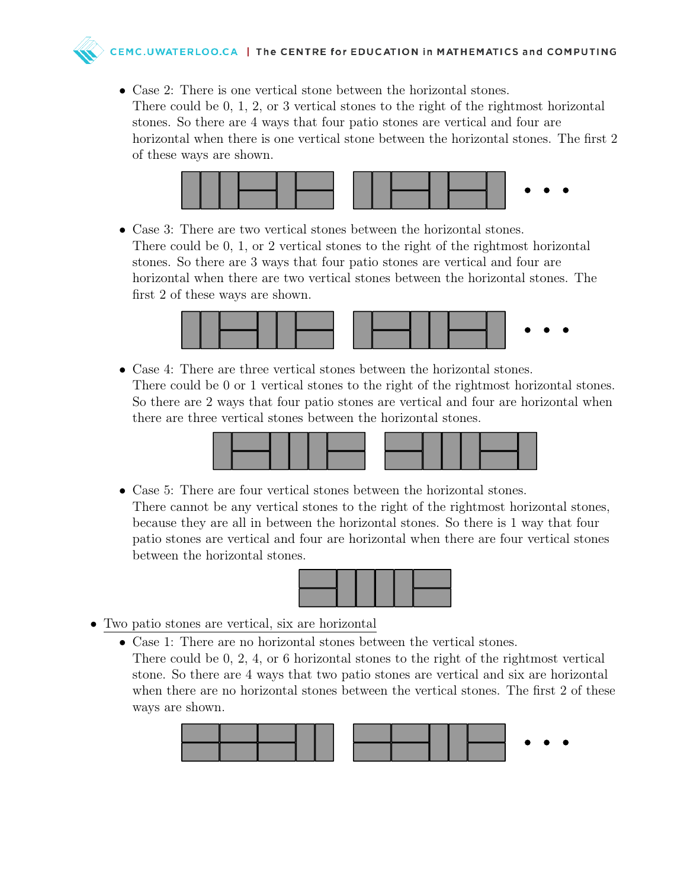- Case 2: There is one vertical stone between the horizontal stones.
  There could be 0, 1, 2, or 3 vertical stones to the right of the rightmost horizontal stones. So there are 4 ways that four patio stones are vertical and four are horizontal when there is one vertical stone between the horizontal stones. The first 2 of these ways are shown.

- Case 3: There are two vertical stones between the horizontal stones.
  There could be 0, 1, or 2 vertical stones to the right of the rightmost horizontal stones. So there are 3 ways that four patio stones are vertical and four are horizontal when there are two vertical stones between the horizontal stones. The first 2 of these ways are shown.

- Case 4: There are three vertical stones between the horizontal stones.
  There could be 0 or 1 vertical stones to the right of the rightmost horizontal stones. So there are 2 ways that four patio stones are vertical and four are horizontal when there are three vertical stones between the horizontal stones.

- Case 5: There are four vertical stones between the horizontal stones.
  There cannot be any vertical stones to the right of the rightmost horizontal stones, because they are all in between the horizontal stones. So there is 1 way that four patio stones are vertical and four are horizontal when there are four vertical stones between the horizontal stones.

- Two patio stones are vertical, six are horizontal
  - Case 1: There are no horizontal stones between the vertical stones.
    There could be 0, 2, 4, or 6 horizontal stones to the right of the rightmost vertical stone. So there are 4 ways that two patio stones are vertical and six are horizontal when there are no horizontal stones between the vertical stones. The first 2 of these ways are shown.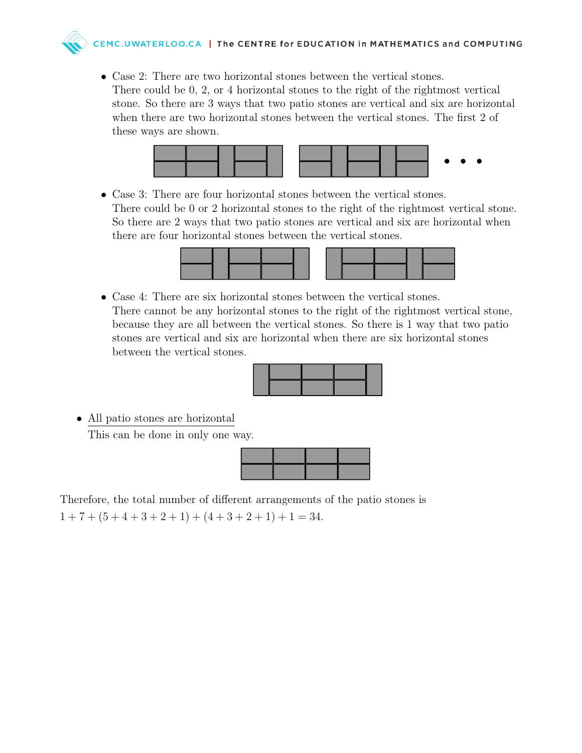- Case 2: There are two horizontal stones between the vertical stones.
  There could be 0, 2, or 4 horizontal stones to the right of the rightmost vertical stone. So there are 3 ways that two patio stones are vertical and six are horizontal when there are two horizontal stones between the vertical stones. The first 2 of these ways are shown.

- Case 3: There are four horizontal stones between the vertical stones.
  There could be 0 or 2 horizontal stones to the right of the rightmost vertical stone. So there are 2 ways that two patio stones are vertical and six are horizontal when there are four horizontal stones between the vertical stones.

- Case 4: There are six horizontal stones between the vertical stones.
  There cannot be any horizontal stones to the right of the rightmost vertical stone, because they are all between the vertical stones. So there is 1 way that two patio stones are vertical and six are horizontal when there are six horizontal stones between the vertical stones.

- All patio stones are horizontal
  This can be done in only one way.

Therefore, the total number of different arrangements of the patio stones is
$1 + 7 + (5 + 4 + 3 + 2 + 1) + (4 + 3 + 2 + 1) + 1 = 34$.